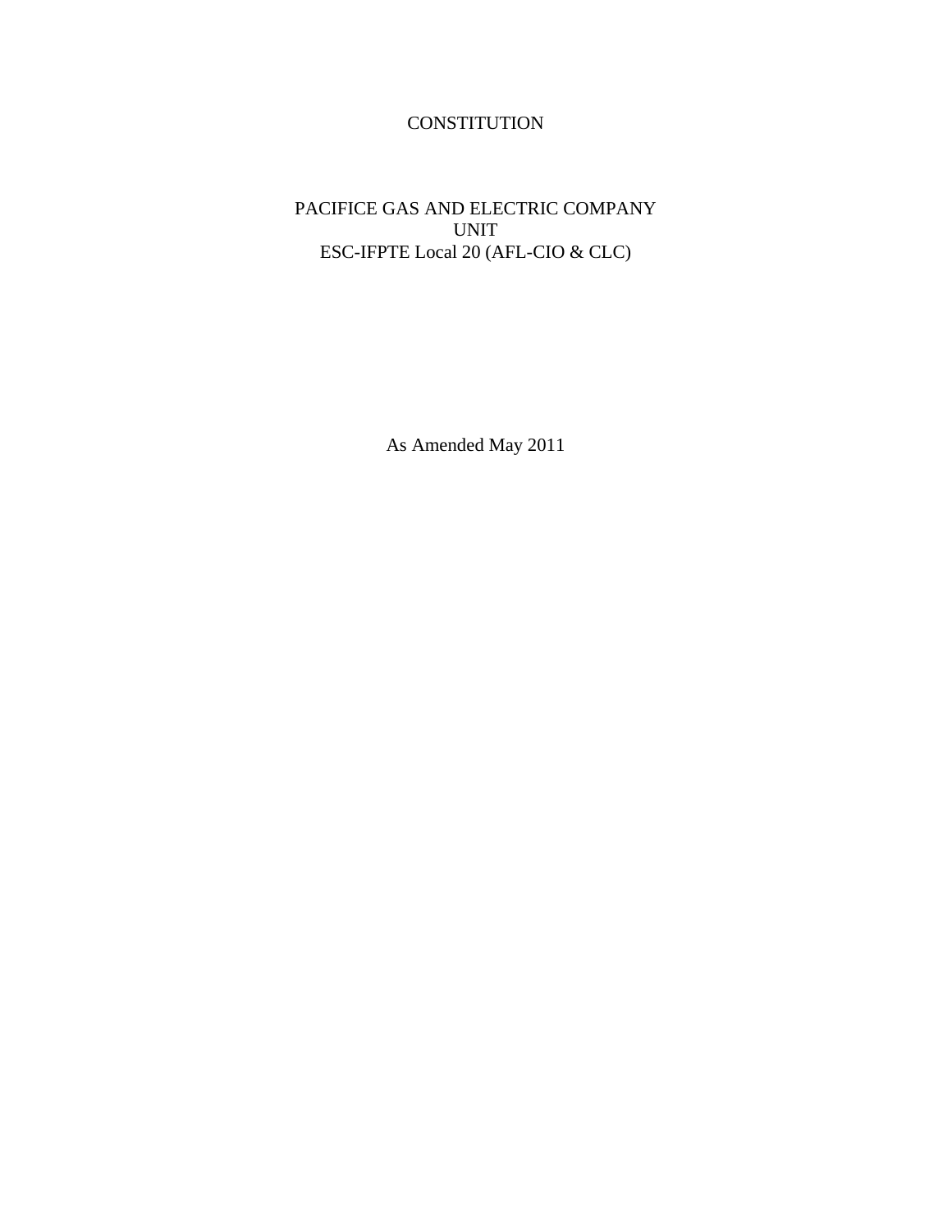# CONSTITUTION

## PACIFICE GAS AND ELECTRIC COMPANY
## UNIT
## ESC-IFPTE Local 20 (AFL-CIO & CLC)

As Amended May 2011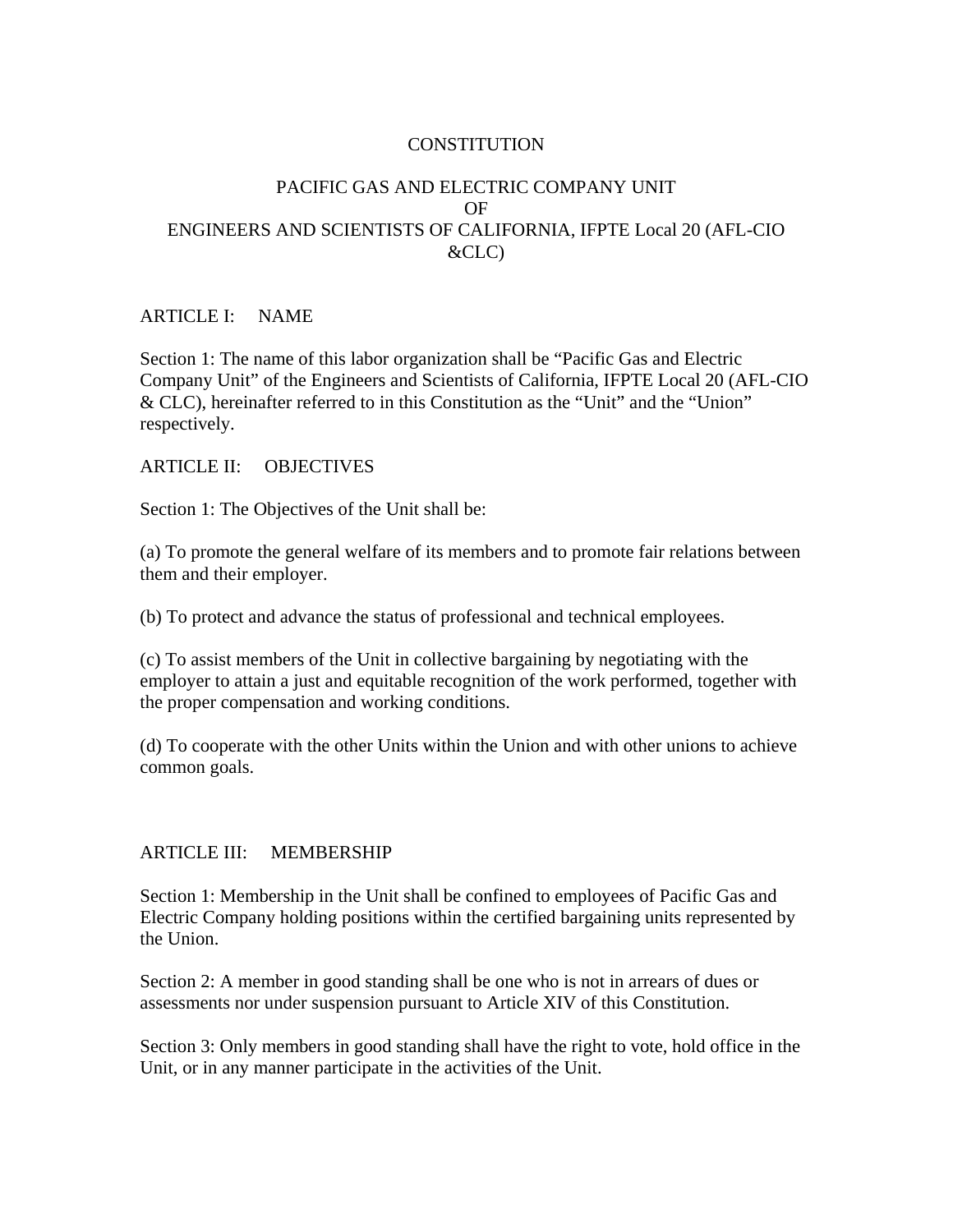# CONSTITUTION

## PACIFIC GAS AND ELECTRIC COMPANY UNIT
## OF
## ENGINEERS AND SCIENTISTS OF CALIFORNIA, IFPTE Local 20 (AFL-CIO &CLC)

### ARTICLE I: NAME

Section 1: The name of this labor organization shall be "Pacific Gas and Electric Company Unit" of the Engineers and Scientists of California, IFPTE Local 20 (AFL-CIO & CLC), hereinafter referred to in this Constitution as the "Unit" and the "Union" respectively.

### ARTICLE II: OBJECTIVES

Section 1: The Objectives of the Unit shall be:

(a) To promote the general welfare of its members and to promote fair relations between them and their employer.

(b) To protect and advance the status of professional and technical employees.

(c) To assist members of the Unit in collective bargaining by negotiating with the employer to attain a just and equitable recognition of the work performed, together with the proper compensation and working conditions.

(d) To cooperate with the other Units within the Union and with other unions to achieve common goals.

### ARTICLE III: MEMBERSHIP

Section 1: Membership in the Unit shall be confined to employees of Pacific Gas and Electric Company holding positions within the certified bargaining units represented by the Union.

Section 2: A member in good standing shall be one who is not in arrears of dues or assessments nor under suspension pursuant to Article XIV of this Constitution.

Section 3: Only members in good standing shall have the right to vote, hold office in the Unit, or in any manner participate in the activities of the Unit.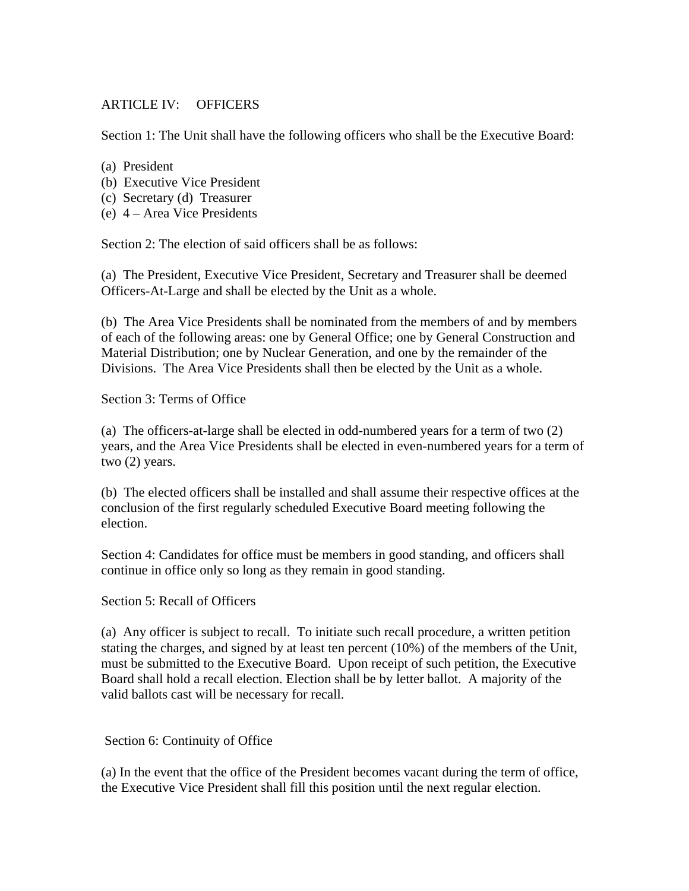## ARTICLE IV: OFFICERS

Section 1: The Unit shall have the following officers who shall be the Executive Board:

(a) President
(b) Executive Vice President
(c) Secretary (d) Treasurer
(e) 4 – Area Vice Presidents

Section 2: The election of said officers shall be as follows:

(a) The President, Executive Vice President, Secretary and Treasurer shall be deemed Officers-At-Large and shall be elected by the Unit as a whole.

(b) The Area Vice Presidents shall be nominated from the members of and by members of each of the following areas: one by General Office; one by General Construction and Material Distribution; one by Nuclear Generation, and one by the remainder of the Divisions. The Area Vice Presidents shall then be elected by the Unit as a whole.

Section 3: Terms of Office

(a) The officers-at-large shall be elected in odd-numbered years for a term of two (2) years, and the Area Vice Presidents shall be elected in even-numbered years for a term of two (2) years.

(b) The elected officers shall be installed and shall assume their respective offices at the conclusion of the first regularly scheduled Executive Board meeting following the election.

Section 4: Candidates for office must be members in good standing, and officers shall continue in office only so long as they remain in good standing.

Section 5: Recall of Officers

(a) Any officer is subject to recall. To initiate such recall procedure, a written petition stating the charges, and signed by at least ten percent (10%) of the members of the Unit, must be submitted to the Executive Board. Upon receipt of such petition, the Executive Board shall hold a recall election. Election shall be by letter ballot. A majority of the valid ballots cast will be necessary for recall.

Section 6: Continuity of Office

(a) In the event that the office of the President becomes vacant during the term of office, the Executive Vice President shall fill this position until the next regular election.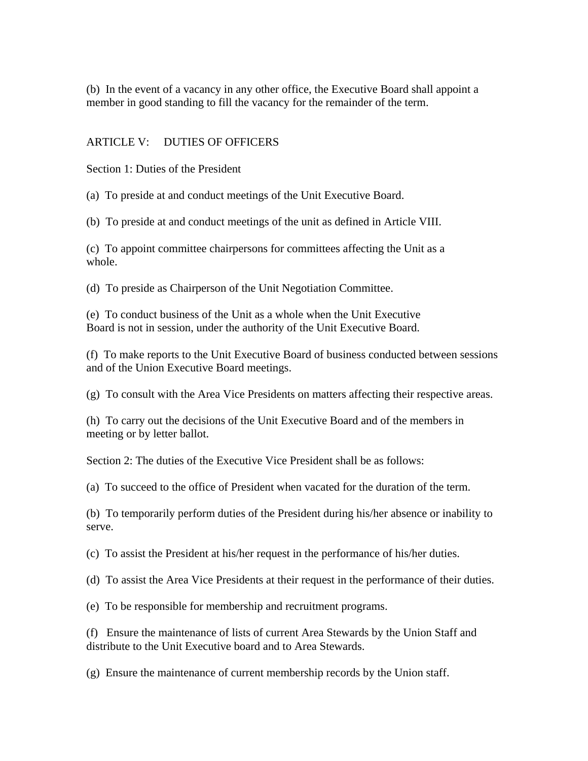(b) In the event of a vacancy in any other office, the Executive Board shall appoint a member in good standing to fill the vacancy for the remainder of the term.

## ARTICLE V: DUTIES OF OFFICERS

### Section 1: Duties of the President

(a) To preside at and conduct meetings of the Unit Executive Board.

(b) To preside at and conduct meetings of the unit as defined in Article VIII.

(c) To appoint committee chairpersons for committees affecting the Unit as a whole.

(d) To preside as Chairperson of the Unit Negotiation Committee.

(e) To conduct business of the Unit as a whole when the Unit Executive Board is not in session, under the authority of the Unit Executive Board.

(f) To make reports to the Unit Executive Board of business conducted between sessions and of the Union Executive Board meetings.

(g) To consult with the Area Vice Presidents on matters affecting their respective areas.

(h) To carry out the decisions of the Unit Executive Board and of the members in meeting or by letter ballot.

### Section 2: The duties of the Executive Vice President shall be as follows:

(a) To succeed to the office of President when vacated for the duration of the term.

(b) To temporarily perform duties of the President during his/her absence or inability to serve.

(c) To assist the President at his/her request in the performance of his/her duties.

(d) To assist the Area Vice Presidents at their request in the performance of their duties.

(e) To be responsible for membership and recruitment programs.

(f) Ensure the maintenance of lists of current Area Stewards by the Union Staff and distribute to the Unit Executive board and to Area Stewards.

(g) Ensure the maintenance of current membership records by the Union staff.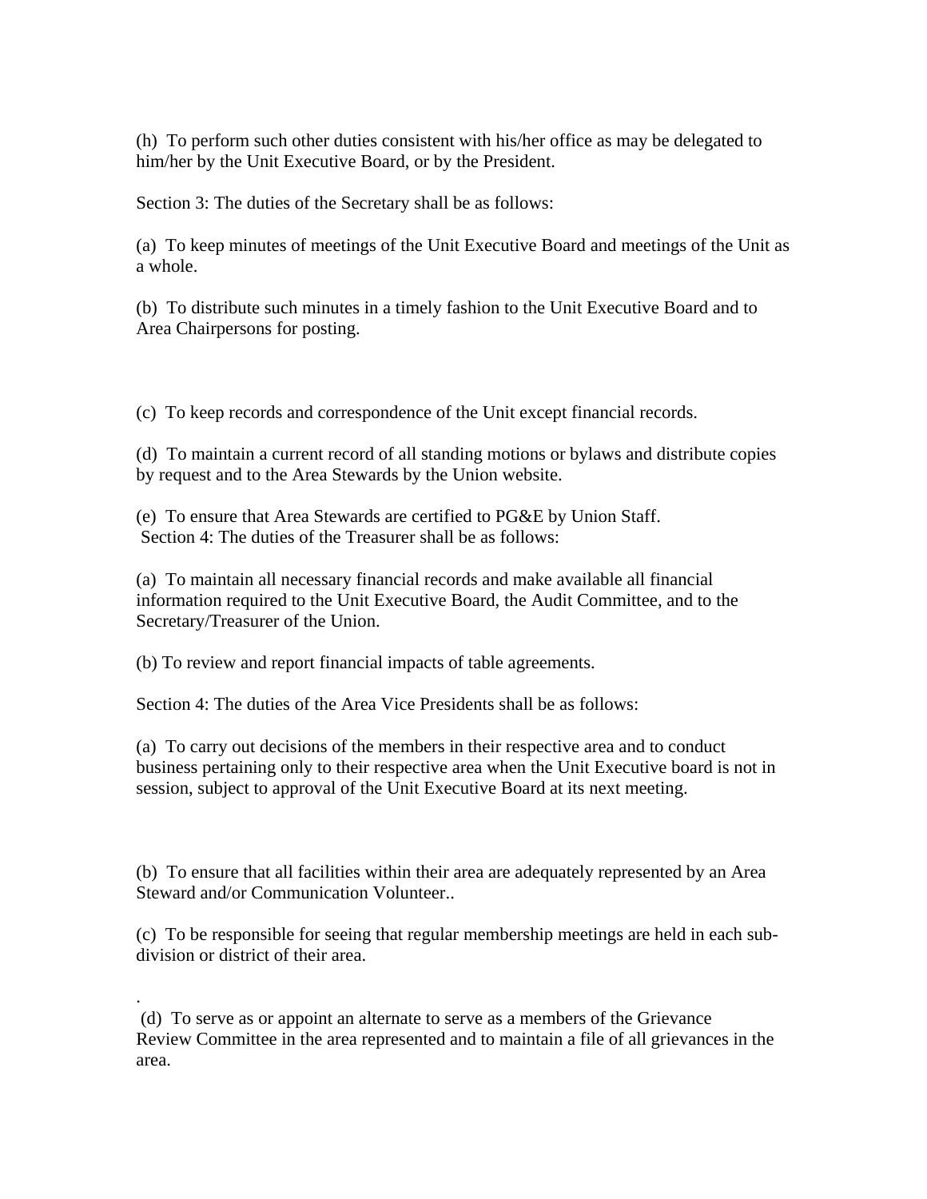(h) To perform such other duties consistent with his/her office as may be delegated to him/her by the Unit Executive Board, or by the President.

Section 3: The duties of the Secretary shall be as follows:

(a) To keep minutes of meetings of the Unit Executive Board and meetings of the Unit as a whole.

(b) To distribute such minutes in a timely fashion to the Unit Executive Board and to Area Chairpersons for posting.

(c) To keep records and correspondence of the Unit except financial records.

(d) To maintain a current record of all standing motions or bylaws and distribute copies by request and to the Area Stewards by the Union website.

(e) To ensure that Area Stewards are certified to PG&E by Union Staff.

Section 4: The duties of the Treasurer shall be as follows:

(a) To maintain all necessary financial records and make available all financial information required to the Unit Executive Board, the Audit Committee, and to the Secretary/Treasurer of the Union.

(b) To review and report financial impacts of table agreements.

Section 4: The duties of the Area Vice Presidents shall be as follows:

(a) To carry out decisions of the members in their respective area and to conduct business pertaining only to their respective area when the Unit Executive board is not in session, subject to approval of the Unit Executive Board at its next meeting.

(b) To ensure that all facilities within their area are adequately represented by an Area Steward and/or Communication Volunteer..

(c) To be responsible for seeing that regular membership meetings are held in each sub-division or district of their area.

.

(d) To serve as or appoint an alternate to serve as a members of the Grievance Review Committee in the area represented and to maintain a file of all grievances in the area.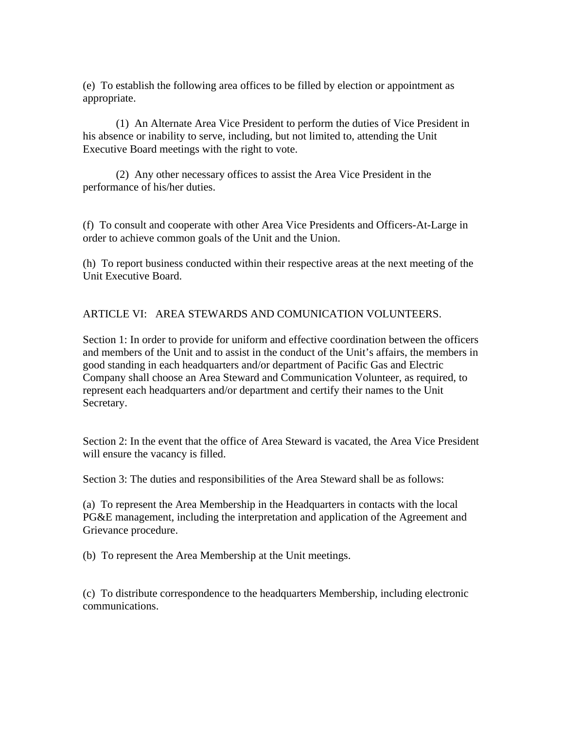(e) To establish the following area offices to be filled by election or appointment as appropriate.

(1) An Alternate Area Vice President to perform the duties of Vice President in his absence or inability to serve, including, but not limited to, attending the Unit Executive Board meetings with the right to vote.

(2) Any other necessary offices to assist the Area Vice President in the performance of his/her duties.

(f) To consult and cooperate with other Area Vice Presidents and Officers-At-Large in order to achieve common goals of the Unit and the Union.

(h) To report business conducted within their respective areas at the next meeting of the Unit Executive Board.

ARTICLE VI: AREA STEWARDS AND COMUNICATION VOLUNTEERS.

Section 1: In order to provide for uniform and effective coordination between the officers and members of the Unit and to assist in the conduct of the Unit's affairs, the members in good standing in each headquarters and/or department of Pacific Gas and Electric Company shall choose an Area Steward and Communication Volunteer, as required, to represent each headquarters and/or department and certify their names to the Unit Secretary.

Section 2: In the event that the office of Area Steward is vacated, the Area Vice President will ensure the vacancy is filled.

Section 3: The duties and responsibilities of the Area Steward shall be as follows:

(a) To represent the Area Membership in the Headquarters in contacts with the local PG&E management, including the interpretation and application of the Agreement and Grievance procedure.

(b) To represent the Area Membership at the Unit meetings.

(c) To distribute correspondence to the headquarters Membership, including electronic communications.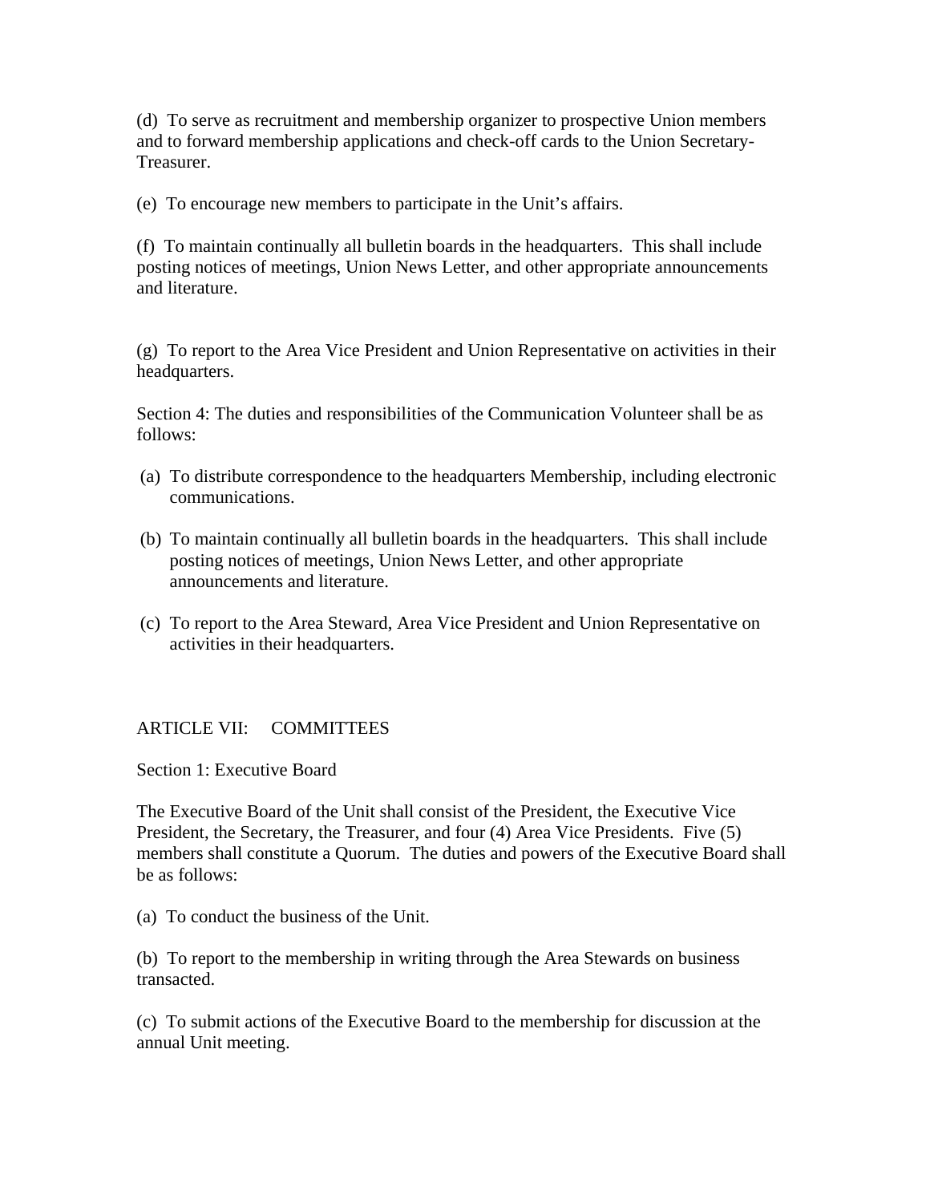(d) To serve as recruitment and membership organizer to prospective Union members and to forward membership applications and check-off cards to the Union Secretary-Treasurer.

(e) To encourage new members to participate in the Unit's affairs.

(f) To maintain continually all bulletin boards in the headquarters. This shall include posting notices of meetings, Union News Letter, and other appropriate announcements and literature.

(g) To report to the Area Vice President and Union Representative on activities in their headquarters.

Section 4: The duties and responsibilities of the Communication Volunteer shall be as follows:

(a) To distribute correspondence to the headquarters Membership, including electronic communications.

(b) To maintain continually all bulletin boards in the headquarters. This shall include posting notices of meetings, Union News Letter, and other appropriate announcements and literature.

(c) To report to the Area Steward, Area Vice President and Union Representative on activities in their headquarters.

ARTICLE VII: COMMITTEES

Section 1: Executive Board

The Executive Board of the Unit shall consist of the President, the Executive Vice President, the Secretary, the Treasurer, and four (4) Area Vice Presidents. Five (5) members shall constitute a Quorum. The duties and powers of the Executive Board shall be as follows:

(a) To conduct the business of the Unit.

(b) To report to the membership in writing through the Area Stewards on business transacted.

(c) To submit actions of the Executive Board to the membership for discussion at the annual Unit meeting.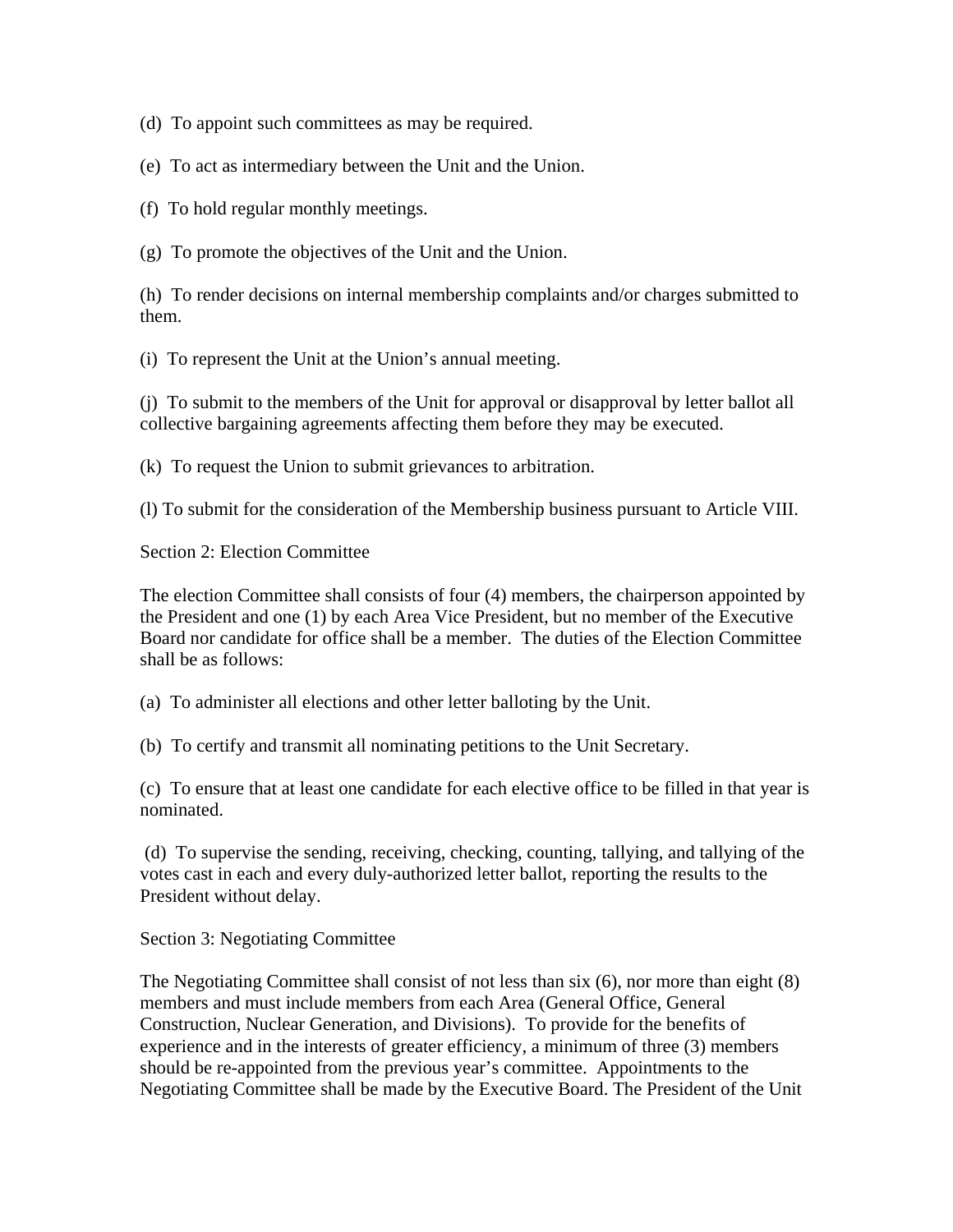(d) To appoint such committees as may be required.

(e) To act as intermediary between the Unit and the Union.

(f) To hold regular monthly meetings.

(g) To promote the objectives of the Unit and the Union.

(h) To render decisions on internal membership complaints and/or charges submitted to them.

(i) To represent the Unit at the Union's annual meeting.

(j) To submit to the members of the Unit for approval or disapproval by letter ballot all collective bargaining agreements affecting them before they may be executed.

(k) To request the Union to submit grievances to arbitration.

(l) To submit for the consideration of the Membership business pursuant to Article VIII.

Section 2: Election Committee

The election Committee shall consists of four (4) members, the chairperson appointed by the President and one (1) by each Area Vice President, but no member of the Executive Board nor candidate for office shall be a member. The duties of the Election Committee shall be as follows:

(a) To administer all elections and other letter balloting by the Unit.

(b) To certify and transmit all nominating petitions to the Unit Secretary.

(c) To ensure that at least one candidate for each elective office to be filled in that year is nominated.

(d) To supervise the sending, receiving, checking, counting, tallying, and tallying of the votes cast in each and every duly-authorized letter ballot, reporting the results to the President without delay.

Section 3: Negotiating Committee

The Negotiating Committee shall consist of not less than six (6), nor more than eight (8) members and must include members from each Area (General Office, General Construction, Nuclear Generation, and Divisions). To provide for the benefits of experience and in the interests of greater efficiency, a minimum of three (3) members should be re-appointed from the previous year's committee. Appointments to the Negotiating Committee shall be made by the Executive Board. The President of the Unit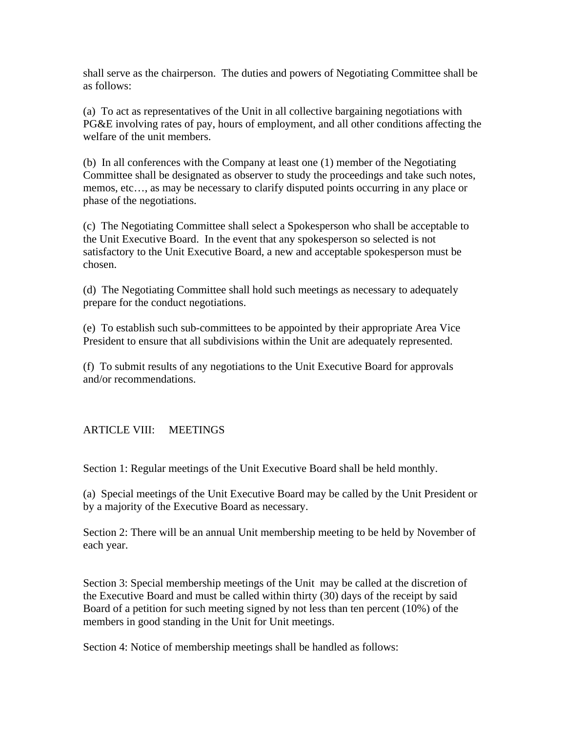shall serve as the chairperson. The duties and powers of Negotiating Committee shall be as follows:

(a) To act as representatives of the Unit in all collective bargaining negotiations with PG&E involving rates of pay, hours of employment, and all other conditions affecting the welfare of the unit members.

(b) In all conferences with the Company at least one (1) member of the Negotiating Committee shall be designated as observer to study the proceedings and take such notes, memos, etc…, as may be necessary to clarify disputed points occurring in any place or phase of the negotiations.

(c) The Negotiating Committee shall select a Spokesperson who shall be acceptable to the Unit Executive Board. In the event that any spokesperson so selected is not satisfactory to the Unit Executive Board, a new and acceptable spokesperson must be chosen.

(d) The Negotiating Committee shall hold such meetings as necessary to adequately prepare for the conduct negotiations.

(e) To establish such sub-committees to be appointed by their appropriate Area Vice President to ensure that all subdivisions within the Unit are adequately represented.

(f) To submit results of any negotiations to the Unit Executive Board for approvals and/or recommendations.

## ARTICLE VIII: MEETINGS

Section 1: Regular meetings of the Unit Executive Board shall be held monthly.

(a) Special meetings of the Unit Executive Board may be called by the Unit President or by a majority of the Executive Board as necessary.

Section 2: There will be an annual Unit membership meeting to be held by November of each year.

Section 3: Special membership meetings of the Unit may be called at the discretion of the Executive Board and must be called within thirty (30) days of the receipt by said Board of a petition for such meeting signed by not less than ten percent (10%) of the members in good standing in the Unit for Unit meetings.

Section 4: Notice of membership meetings shall be handled as follows: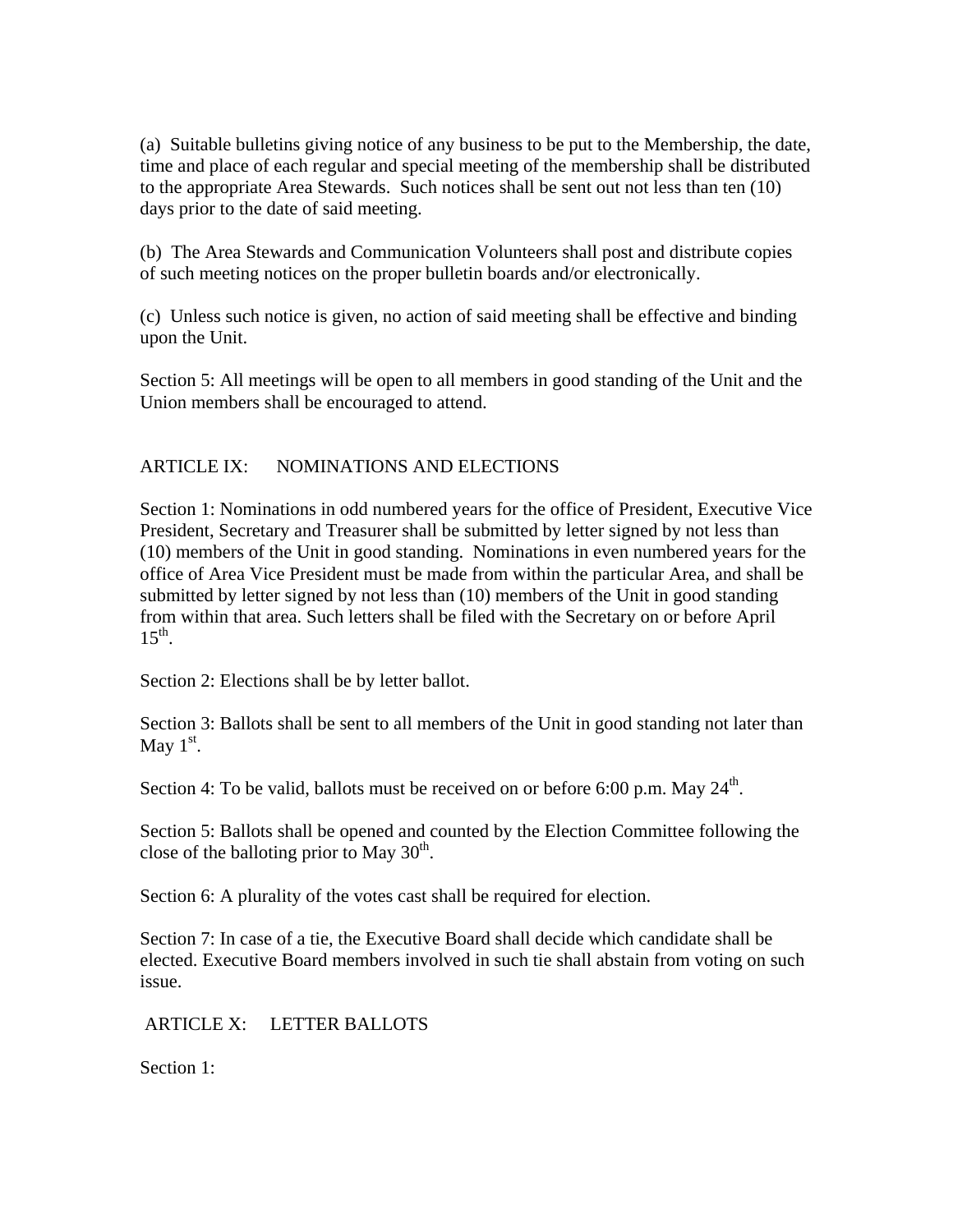(a) Suitable bulletins giving notice of any business to be put to the Membership, the date, time and place of each regular and special meeting of the membership shall be distributed to the appropriate Area Stewards. Such notices shall be sent out not less than ten (10) days prior to the date of said meeting.

(b) The Area Stewards and Communication Volunteers shall post and distribute copies of such meeting notices on the proper bulletin boards and/or electronically.

(c) Unless such notice is given, no action of said meeting shall be effective and binding upon the Unit.

Section 5: All meetings will be open to all members in good standing of the Unit and the Union members shall be encouraged to attend.

## ARTICLE IX: NOMINATIONS AND ELECTIONS

Section 1: Nominations in odd numbered years for the office of President, Executive Vice President, Secretary and Treasurer shall be submitted by letter signed by not less than (10) members of the Unit in good standing. Nominations in even numbered years for the office of Area Vice President must be made from within the particular Area, and shall be submitted by letter signed by not less than (10) members of the Unit in good standing from within that area. Such letters shall be filed with the Secretary on or before April 15th.

Section 2: Elections shall be by letter ballot.

Section 3: Ballots shall be sent to all members of the Unit in good standing not later than May 1st.

Section 4: To be valid, ballots must be received on or before 6:00 p.m. May 24th.

Section 5: Ballots shall be opened and counted by the Election Committee following the close of the balloting prior to May 30th.

Section 6: A plurality of the votes cast shall be required for election.

Section 7: In case of a tie, the Executive Board shall decide which candidate shall be elected. Executive Board members involved in such tie shall abstain from voting on such issue.

## ARTICLE X: LETTER BALLOTS

Section 1: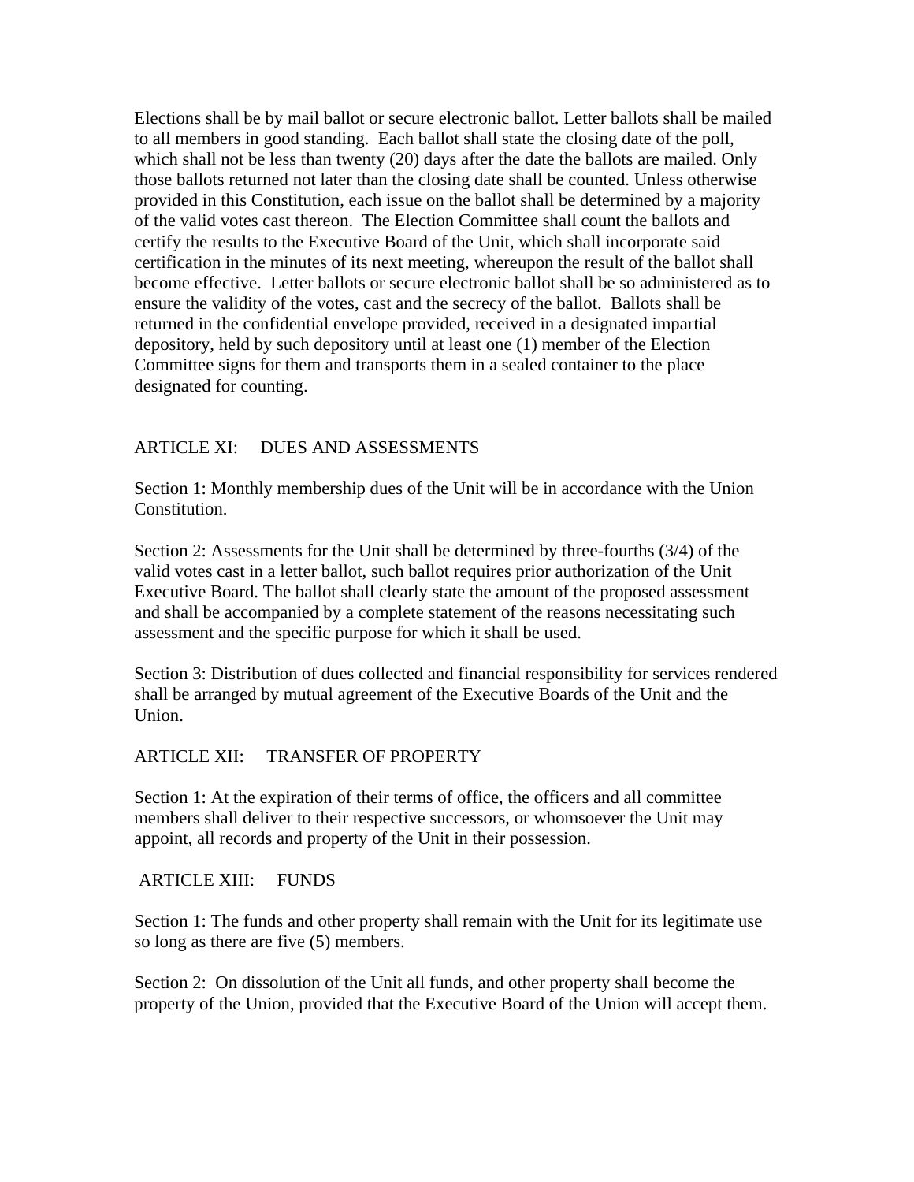Elections shall be by mail ballot or secure electronic ballot. Letter ballots shall be mailed to all members in good standing. Each ballot shall state the closing date of the poll, which shall not be less than twenty (20) days after the date the ballots are mailed. Only those ballots returned not later than the closing date shall be counted. Unless otherwise provided in this Constitution, each issue on the ballot shall be determined by a majority of the valid votes cast thereon. The Election Committee shall count the ballots and certify the results to the Executive Board of the Unit, which shall incorporate said certification in the minutes of its next meeting, whereupon the result of the ballot shall become effective. Letter ballots or secure electronic ballot shall be so administered as to ensure the validity of the votes, cast and the secrecy of the ballot. Ballots shall be returned in the confidential envelope provided, received in a designated impartial depository, held by such depository until at least one (1) member of the Election Committee signs for them and transports them in a sealed container to the place designated for counting.

## ARTICLE XI: DUES AND ASSESSMENTS

Section 1: Monthly membership dues of the Unit will be in accordance with the Union Constitution.

Section 2: Assessments for the Unit shall be determined by three-fourths (3/4) of the valid votes cast in a letter ballot, such ballot requires prior authorization of the Unit Executive Board. The ballot shall clearly state the amount of the proposed assessment and shall be accompanied by a complete statement of the reasons necessitating such assessment and the specific purpose for which it shall be used.

Section 3: Distribution of dues collected and financial responsibility for services rendered shall be arranged by mutual agreement of the Executive Boards of the Unit and the Union.

## ARTICLE XII: TRANSFER OF PROPERTY

Section 1: At the expiration of their terms of office, the officers and all committee members shall deliver to their respective successors, or whomsoever the Unit may appoint, all records and property of the Unit in their possession.

## ARTICLE XIII: FUNDS

Section 1: The funds and other property shall remain with the Unit for its legitimate use so long as there are five (5) members.

Section 2: On dissolution of the Unit all funds, and other property shall become the property of the Union, provided that the Executive Board of the Union will accept them.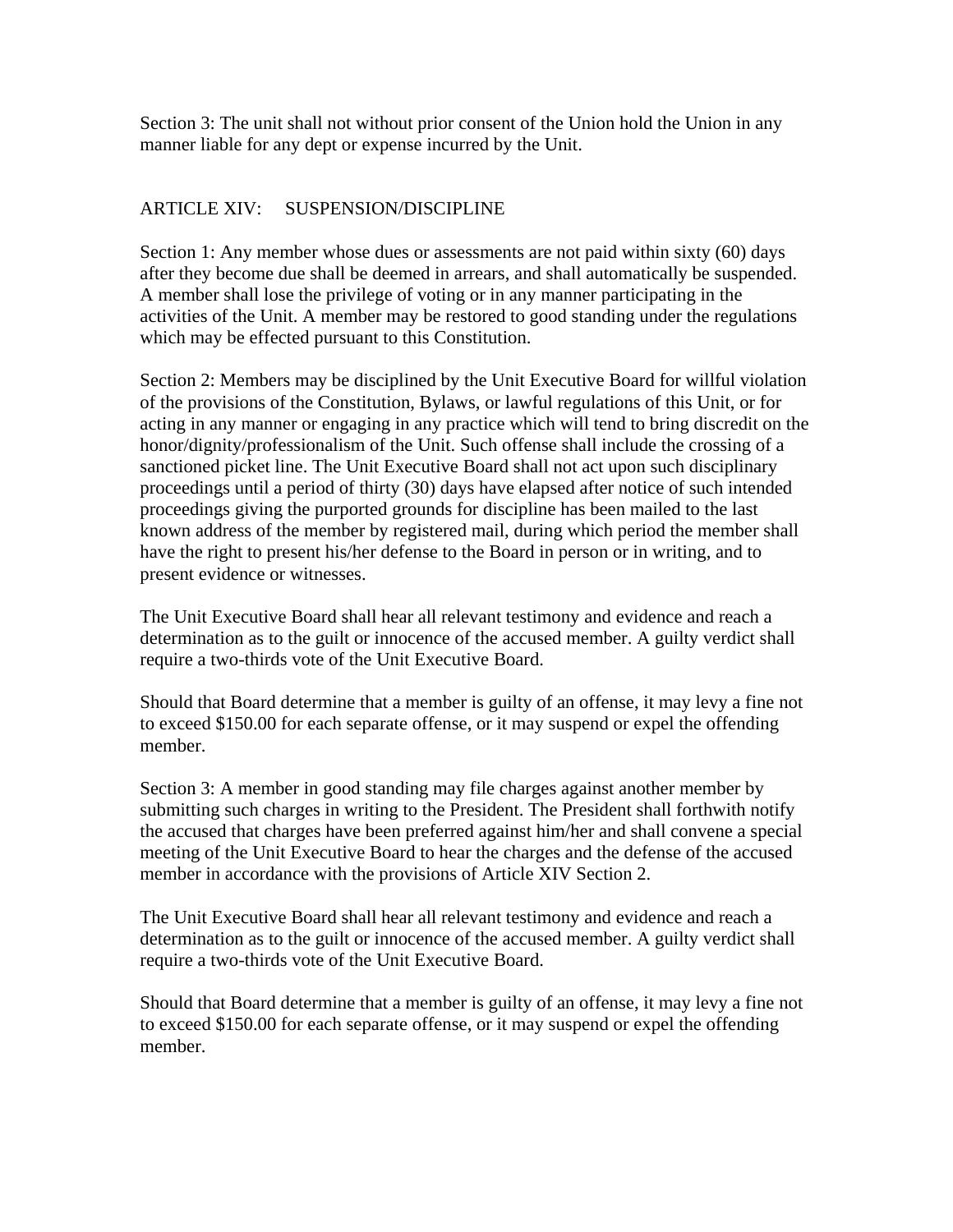Section 3: The unit shall not without prior consent of the Union hold the Union in any manner liable for any dept or expense incurred by the Unit.

## ARTICLE XIV: SUSPENSION/DISCIPLINE

Section 1: Any member whose dues or assessments are not paid within sixty (60) days after they become due shall be deemed in arrears, and shall automatically be suspended. A member shall lose the privilege of voting or in any manner participating in the activities of the Unit. A member may be restored to good standing under the regulations which may be effected pursuant to this Constitution.

Section 2: Members may be disciplined by the Unit Executive Board for willful violation of the provisions of the Constitution, Bylaws, or lawful regulations of this Unit, or for acting in any manner or engaging in any practice which will tend to bring discredit on the honor/dignity/professionalism of the Unit. Such offense shall include the crossing of a sanctioned picket line. The Unit Executive Board shall not act upon such disciplinary proceedings until a period of thirty (30) days have elapsed after notice of such intended proceedings giving the purported grounds for discipline has been mailed to the last known address of the member by registered mail, during which period the member shall have the right to present his/her defense to the Board in person or in writing, and to present evidence or witnesses.

The Unit Executive Board shall hear all relevant testimony and evidence and reach a determination as to the guilt or innocence of the accused member. A guilty verdict shall require a two-thirds vote of the Unit Executive Board.

Should that Board determine that a member is guilty of an offense, it may levy a fine not to exceed $150.00 for each separate offense, or it may suspend or expel the offending member.

Section 3: A member in good standing may file charges against another member by submitting such charges in writing to the President. The President shall forthwith notify the accused that charges have been preferred against him/her and shall convene a special meeting of the Unit Executive Board to hear the charges and the defense of the accused member in accordance with the provisions of Article XIV Section 2.

The Unit Executive Board shall hear all relevant testimony and evidence and reach a determination as to the guilt or innocence of the accused member. A guilty verdict shall require a two-thirds vote of the Unit Executive Board.

Should that Board determine that a member is guilty of an offense, it may levy a fine not to exceed $150.00 for each separate offense, or it may suspend or expel the offending member.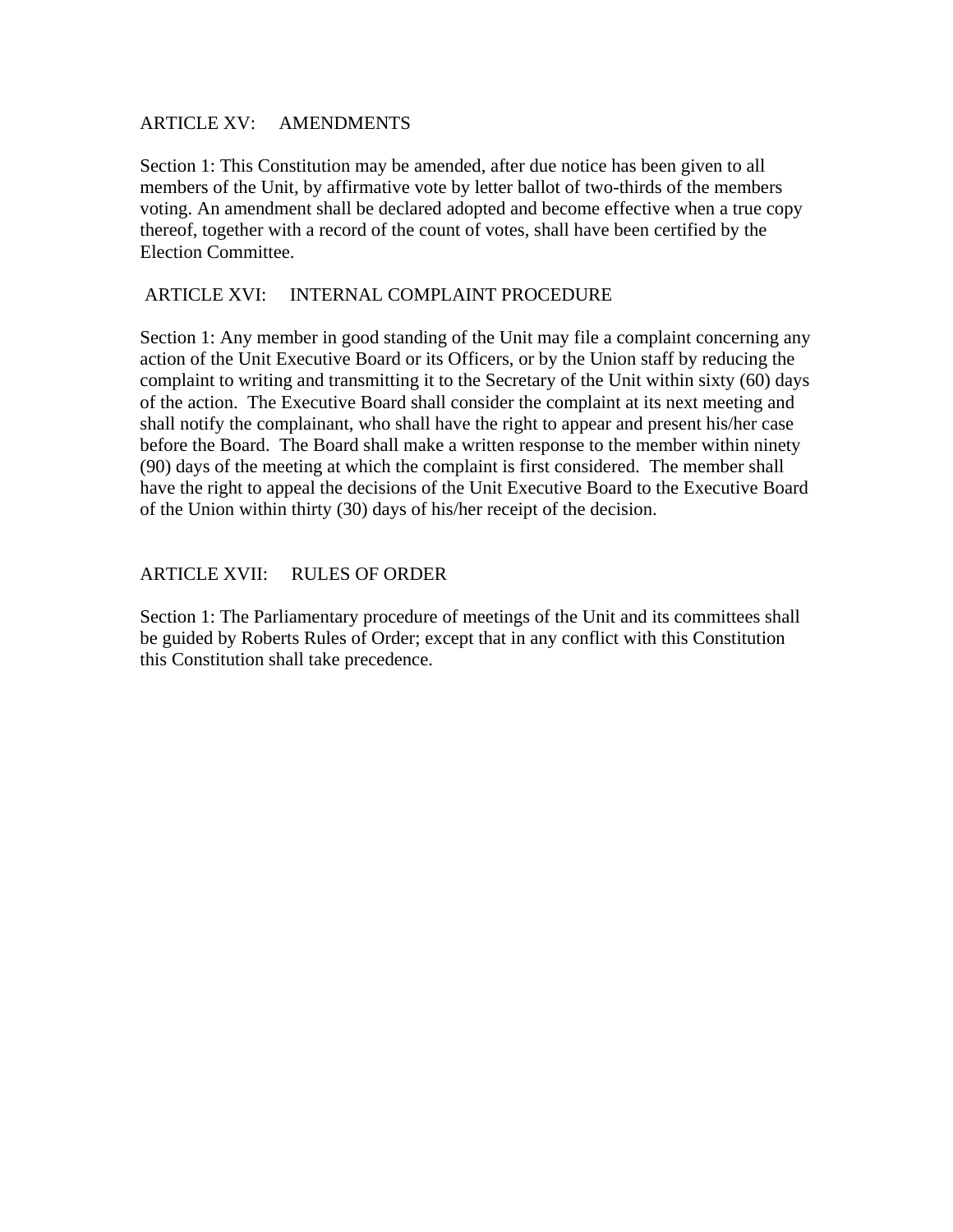## ARTICLE XV: AMENDMENTS

Section 1: This Constitution may be amended, after due notice has been given to all members of the Unit, by affirmative vote by letter ballot of two-thirds of the members voting. An amendment shall be declared adopted and become effective when a true copy thereof, together with a record of the count of votes, shall have been certified by the Election Committee.

## ARTICLE XVI: INTERNAL COMPLAINT PROCEDURE

Section 1: Any member in good standing of the Unit may file a complaint concerning any action of the Unit Executive Board or its Officers, or by the Union staff by reducing the complaint to writing and transmitting it to the Secretary of the Unit within sixty (60) days of the action. The Executive Board shall consider the complaint at its next meeting and shall notify the complainant, who shall have the right to appear and present his/her case before the Board. The Board shall make a written response to the member within ninety (90) days of the meeting at which the complaint is first considered. The member shall have the right to appeal the decisions of the Unit Executive Board to the Executive Board of the Union within thirty (30) days of his/her receipt of the decision.

## ARTICLE XVII: RULES OF ORDER

Section 1: The Parliamentary procedure of meetings of the Unit and its committees shall be guided by Roberts Rules of Order; except that in any conflict with this Constitution this Constitution shall take precedence.